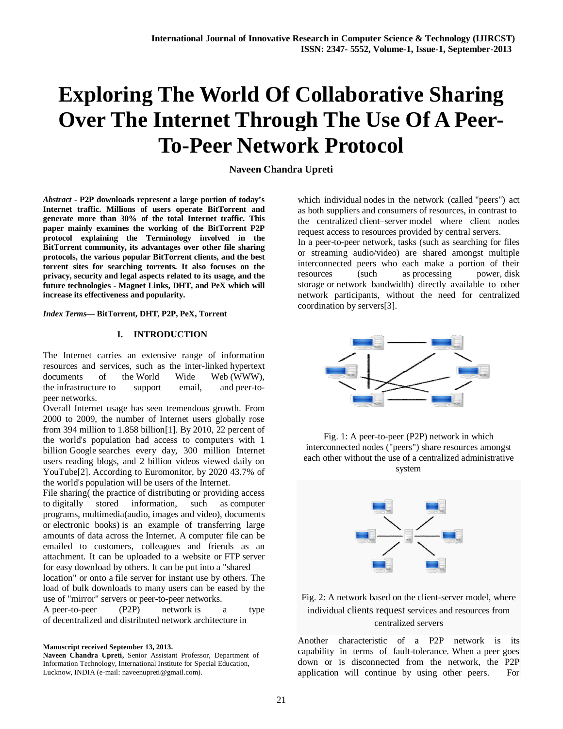# Exploring The World Of Collaborative Sharing Over The Internet Through The Use Of A Peer-To-Peer Network Protocol

**Naveen Chandra Upreti**

***Abstract* - P2P downloads represent a large portion of today's Internet traffic. Millions of users operate BitTorrent and generate more than 30% of the total Internet traffic. This paper mainly examines the working of the BitTorrent P2P protocol explaining the Terminology involved in the BitTorrent community, its advantages over other file sharing protocols, the various popular BitTorrent clients, and the best torrent sites for searching torrents. It also focuses on the privacy, security and legal aspects related to its usage, and the future technologies - Magnet Links, DHT, and PeX which will increase its effectiveness and popularity.**

***Index Terms*— BitTorrent, DHT, P2P, PeX, Torrent**

## I. INTRODUCTION

The Internet carries an extensive range of information resources and services, such as the inter-linked hypertext documents of the World Wide Web (WWW), the infrastructure to support email, and peer-to-peer networks.

Overall Internet usage has seen tremendous growth. From 2000 to 2009, the number of Internet users globally rose from 394 million to 1.858 billion[1]. By 2010, 22 percent of the world's population had access to computers with 1 billion Google searches every day, 300 million Internet users reading blogs, and 2 billion videos viewed daily on YouTube[2]. According to Euromonitor, by 2020 43.7% of the world's population will be users of the Internet.

File sharing( the practice of distributing or providing access to digitally stored information, such as computer programs, multimedia(audio, images and video), documents or electronic books) is an example of transferring large amounts of data across the Internet. A computer file can be emailed to customers, colleagues and friends as an attachment. It can be uploaded to a website or FTP server for easy download by others. It can be put into a "shared location" or onto a file server for instant use by others. The load of bulk downloads to many users can be eased by the use of "mirror" servers or peer-to-peer networks.

A peer-to-peer (P2P) network is a type of decentralized and distributed network architecture in which individual nodes in the network (called "peers") act as both suppliers and consumers of resources, in contrast to the centralized client–server model where client nodes request access to resources provided by central servers.

In a peer-to-peer network, tasks (such as searching for files or streaming audio/video) are shared amongst multiple interconnected peers who each make a portion of their resources (such as processing power, disk storage or network bandwidth) directly available to other network participants, without the need for centralized coordination by servers[3].

Fig. 1: A peer-to-peer (P2P) network in which interconnected nodes ("peers") share resources amongst each other without the use of a centralized administrative system

Fig. 2: A network based on the client-server model, where individual clients request services and resources from centralized servers

Another characteristic of a P2P network is its capability in terms of fault-tolerance. When a peer goes down or is disconnected from the network, the P2P application will continue by using other peers. For

**Manuscript received September 13, 2013.**

**Naveen Chandra Upreti,** Senior Assistant Professor, Department of Information Technology, International Institute for Special Education, Lucknow, INDIA (e-mail: naveenupreti@gmail.com).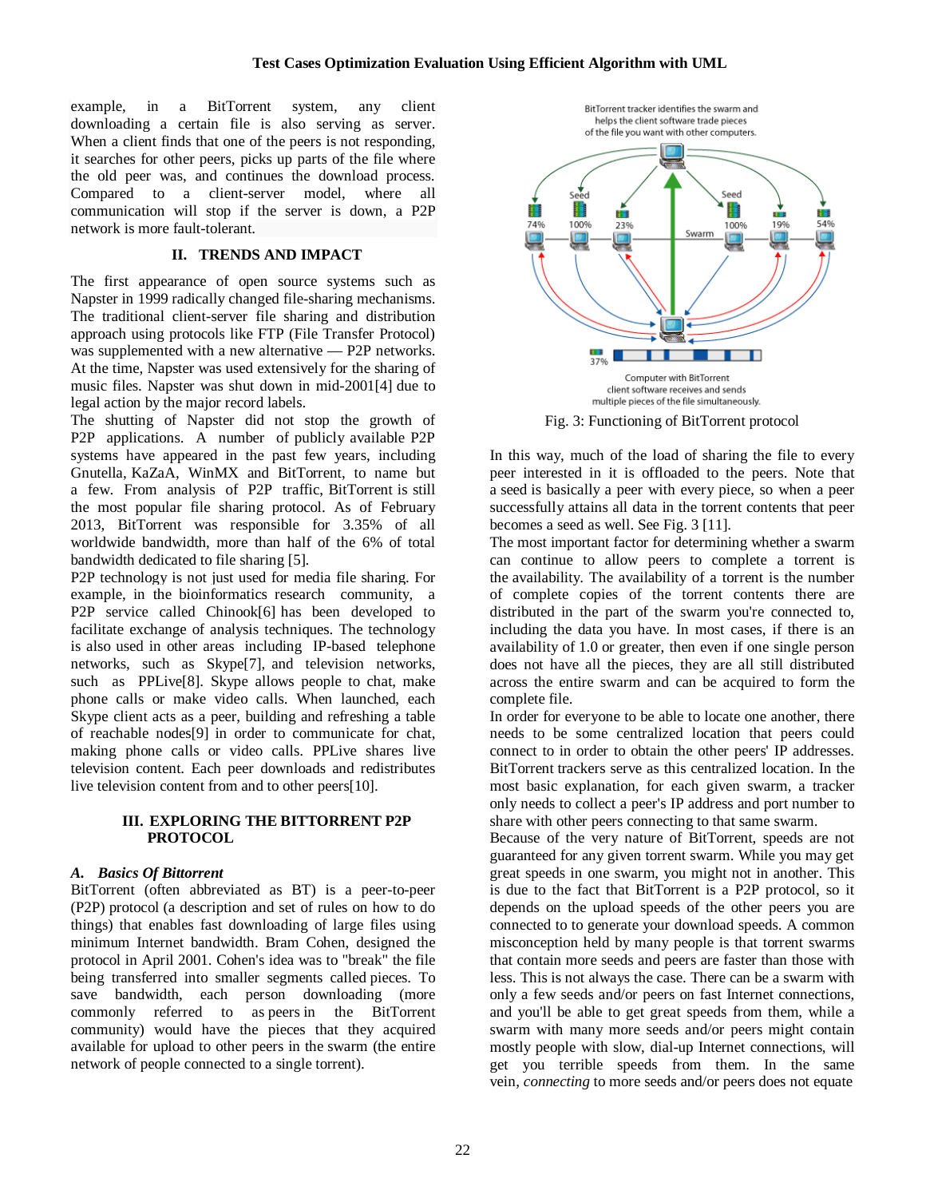example, in a BitTorrent system, any client downloading a certain file is also serving as server. When a client finds that one of the peers is not responding, it searches for other peers, picks up parts of the file where the old peer was, and continues the download process. Compared to a client-server model, where all communication will stop if the server is down, a P2P network is more fault-tolerant.

## II. TRENDS AND IMPACT

The first appearance of open source systems such as Napster in 1999 radically changed file-sharing mechanisms. The traditional client-server file sharing and distribution approach using protocols like FTP (File Transfer Protocol) was supplemented with a new alternative — P2P networks. At the time, Napster was used extensively for the sharing of music files. Napster was shut down in mid-2001[4] due to legal action by the major record labels.

The shutting of Napster did not stop the growth of P2P applications. A number of publicly available P2P systems have appeared in the past few years, including Gnutella, KaZaA, WinMX and BitTorrent, to name but a few. From analysis of P2P traffic, BitTorrent is still the most popular file sharing protocol. As of February 2013, BitTorrent was responsible for 3.35% of all worldwide bandwidth, more than half of the 6% of total bandwidth dedicated to file sharing [5].

P2P technology is not just used for media file sharing. For example, in the bioinformatics research community, a P2P service called Chinook[6] has been developed to facilitate exchange of analysis techniques. The technology is also used in other areas including IP-based telephone networks, such as Skype[7], and television networks, such as PPLive[8]. Skype allows people to chat, make phone calls or make video calls. When launched, each Skype client acts as a peer, building and refreshing a table of reachable nodes[9] in order to communicate for chat, making phone calls or video calls. PPLive shares live television content. Each peer downloads and redistributes live television content from and to other peers[10].

## III. EXPLORING THE BITTORRENT P2P PROTOCOL

### *A. Basics Of Bittorrent*

BitTorrent (often abbreviated as BT) is a peer-to-peer (P2P) protocol (a description and set of rules on how to do things) that enables fast downloading of large files using minimum Internet bandwidth. Bram Cohen, designed the protocol in April 2001. Cohen's idea was to "break" the file being transferred into smaller segments called pieces. To save bandwidth, each person downloading (more commonly referred to as peers in the BitTorrent community) would have the pieces that they acquired available for upload to other peers in the swarm (the entire network of people connected to a single torrent).

Fig. 3: Functioning of BitTorrent protocol

In this way, much of the load of sharing the file to every peer interested in it is offloaded to the peers. Note that a seed is basically a peer with every piece, so when a peer successfully attains all data in the torrent contents that peer becomes a seed as well. See Fig. 3 [11].

The most important factor for determining whether a swarm can continue to allow peers to complete a torrent is the availability. The availability of a torrent is the number of complete copies of the torrent contents there are distributed in the part of the swarm you're connected to, including the data you have. In most cases, if there is an availability of 1.0 or greater, then even if one single person does not have all the pieces, they are all still distributed across the entire swarm and can be acquired to form the complete file.

In order for everyone to be able to locate one another, there needs to be some centralized location that peers could connect to in order to obtain the other peers' IP addresses. BitTorrent trackers serve as this centralized location. In the most basic explanation, for each given swarm, a tracker only needs to collect a peer's IP address and port number to share with other peers connecting to that same swarm.

Because of the very nature of BitTorrent, speeds are not guaranteed for any given torrent swarm. While you may get great speeds in one swarm, you might not in another. This is due to the fact that BitTorrent is a P2P protocol, so it depends on the upload speeds of the other peers you are connected to to generate your download speeds. A common misconception held by many people is that torrent swarms that contain more seeds and peers are faster than those with less. This is not always the case. There can be a swarm with only a few seeds and/or peers on fast Internet connections, and you'll be able to get great speeds from them, while a swarm with many more seeds and/or peers might contain mostly people with slow, dial-up Internet connections, will get you terrible speeds from them. In the same vein, *connecting* to more seeds and/or peers does not equate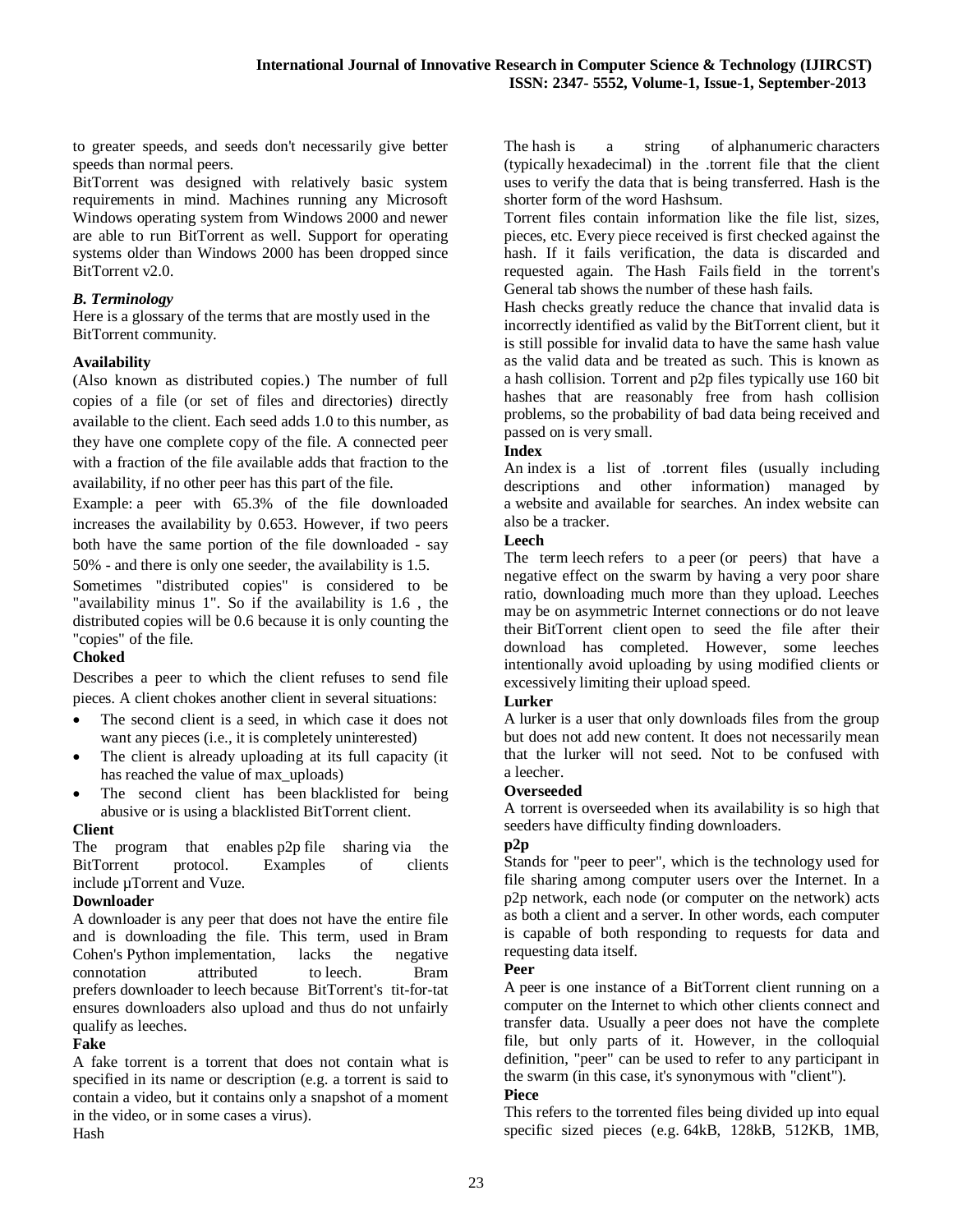to greater speeds, and seeds don't necessarily give better speeds than normal peers.

BitTorrent was designed with relatively basic system requirements in mind. Machines running any Microsoft Windows operating system from Windows 2000 and newer are able to run BitTorrent as well. Support for operating systems older than Windows 2000 has been dropped since BitTorrent v2.0.

### *B. Terminology*

Here is a glossary of the terms that are mostly used in the BitTorrent community.

**Availability**

(Also known as distributed copies.) The number of full copies of a file (or set of files and directories) directly available to the client. Each seed adds 1.0 to this number, as they have one complete copy of the file. A connected peer with a fraction of the file available adds that fraction to the availability, if no other peer has this part of the file.

Example: a peer with 65.3% of the file downloaded increases the availability by 0.653. However, if two peers both have the same portion of the file downloaded - say 50% - and there is only one seeder, the availability is 1.5.

Sometimes "distributed copies" is considered to be "availability minus 1". So if the availability is 1.6 , the distributed copies will be 0.6 because it is only counting the "copies" of the file.

**Choked**

Describes a peer to which the client refuses to send file pieces. A client chokes another client in several situations:

- The second client is a seed, in which case it does not want any pieces (i.e., it is completely uninterested)
- The client is already uploading at its full capacity (it has reached the value of max_uploads)
- The second client has been blacklisted for being abusive or is using a blacklisted BitTorrent client.

**Client**

The program that enables p2p file sharing via the BitTorrent protocol. Examples of clients include µTorrent and Vuze.

**Downloader**

A downloader is any peer that does not have the entire file and is downloading the file. This term, used in Bram Cohen's Python implementation, lacks the negative connotation attributed to leech. Bram prefers downloader to leech because BitTorrent's tit-for-tat ensures downloaders also upload and thus do not unfairly qualify as leeches.

**Fake**

A fake torrent is a torrent that does not contain what is specified in its name or description (e.g. a torrent is said to contain a video, but it contains only a snapshot of a moment in the video, or in some cases a virus).

Hash

The hash is a string of alphanumeric characters (typically hexadecimal) in the .torrent file that the client uses to verify the data that is being transferred. Hash is the shorter form of the word Hashsum.

Torrent files contain information like the file list, sizes, pieces, etc. Every piece received is first checked against the hash. If it fails verification, the data is discarded and requested again. The Hash Fails field in the torrent's General tab shows the number of these hash fails.

Hash checks greatly reduce the chance that invalid data is incorrectly identified as valid by the BitTorrent client, but it is still possible for invalid data to have the same hash value as the valid data and be treated as such. This is known as a hash collision. Torrent and p2p files typically use 160 bit hashes that are reasonably free from hash collision problems, so the probability of bad data being received and passed on is very small.

**Index**

An index is a list of .torrent files (usually including descriptions and other information) managed by a website and available for searches. An index website can also be a tracker.

**Leech**

The term leech refers to a peer (or peers) that have a negative effect on the swarm by having a very poor share ratio, downloading much more than they upload. Leeches may be on asymmetric Internet connections or do not leave their BitTorrent client open to seed the file after their download has completed. However, some leeches intentionally avoid uploading by using modified clients or excessively limiting their upload speed.

**Lurker**

A lurker is a user that only downloads files from the group but does not add new content. It does not necessarily mean that the lurker will not seed. Not to be confused with a leecher.

**Overseeded**

A torrent is overseeded when its availability is so high that seeders have difficulty finding downloaders.

**p2p**

Stands for "peer to peer", which is the technology used for file sharing among computer users over the Internet. In a p2p network, each node (or computer on the network) acts as both a client and a server. In other words, each computer is capable of both responding to requests for data and requesting data itself.

**Peer**

A peer is one instance of a BitTorrent client running on a computer on the Internet to which other clients connect and transfer data. Usually a peer does not have the complete file, but only parts of it. However, in the colloquial definition, "peer" can be used to refer to any participant in the swarm (in this case, it's synonymous with "client").

**Piece**

This refers to the torrented files being divided up into equal specific sized pieces (e.g. 64kB, 128kB, 512KB, 1MB,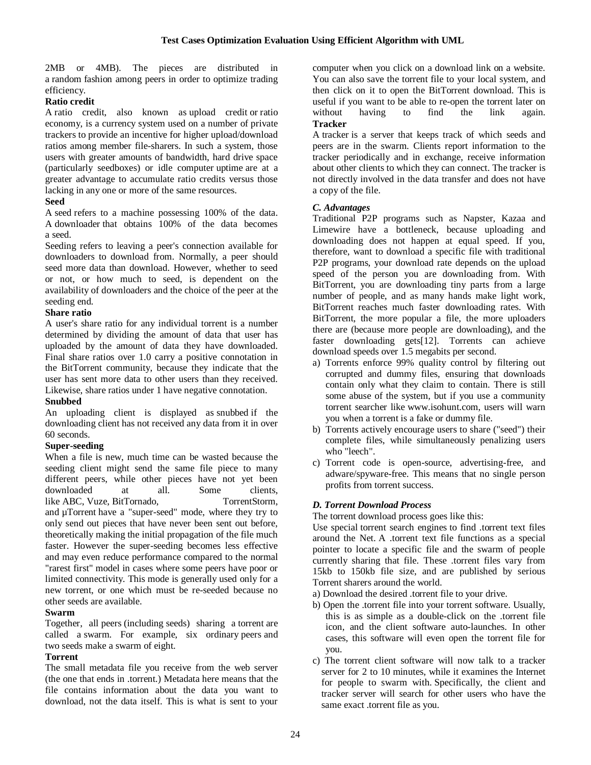2MB or 4MB). The pieces are distributed in a random fashion among peers in order to optimize trading efficiency.

**Ratio credit**

A ratio credit, also known as upload credit or ratio economy, is a currency system used on a number of private trackers to provide an incentive for higher upload/download ratios among member file-sharers. In such a system, those users with greater amounts of bandwidth, hard drive space (particularly seedboxes) or idle computer uptime are at a greater advantage to accumulate ratio credits versus those lacking in any one or more of the same resources.

**Seed**

A seed refers to a machine possessing 100% of the data. A downloader that obtains 100% of the data becomes a seed.

Seeding refers to leaving a peer's connection available for downloaders to download from. Normally, a peer should seed more data than download. However, whether to seed or not, or how much to seed, is dependent on the availability of downloaders and the choice of the peer at the seeding end.

**Share ratio**

A user's share ratio for any individual torrent is a number determined by dividing the amount of data that user has uploaded by the amount of data they have downloaded. Final share ratios over 1.0 carry a positive connotation in the BitTorrent community, because they indicate that the user has sent more data to other users than they received. Likewise, share ratios under 1 have negative connotation.

**Snubbed**

An uploading client is displayed as snubbed if the downloading client has not received any data from it in over 60 seconds.

**Super-seeding**

When a file is new, much time can be wasted because the seeding client might send the same file piece to many different peers, while other pieces have not yet been downloaded at all. Some clients, like ABC, Vuze, BitTornado, TorrentStorm, and µTorrent have a "super-seed" mode, where they try to only send out pieces that have never been sent out before, theoretically making the initial propagation of the file much faster. However the super-seeding becomes less effective and may even reduce performance compared to the normal "rarest first" model in cases where some peers have poor or limited connectivity. This mode is generally used only for a new torrent, or one which must be re-seeded because no other seeds are available.

**Swarm**

Together, all peers (including seeds) sharing a torrent are called a swarm. For example, six ordinary peers and two seeds make a swarm of eight.

**Torrent**

The small metadata file you receive from the web server (the one that ends in .torrent.) Metadata here means that the file contains information about the data you want to download, not the data itself. This is what is sent to your computer when you click on a download link on a website. You can also save the torrent file to your local system, and then click on it to open the BitTorrent download. This is useful if you want to be able to re-open the torrent later on without having to find the link again.

**Tracker**

A tracker is a server that keeps track of which seeds and peers are in the swarm. Clients report information to the tracker periodically and in exchange, receive information about other clients to which they can connect. The tracker is not directly involved in the data transfer and does not have a copy of the file.

### *C. Advantages*

Traditional P2P programs such as Napster, Kazaa and Limewire have a bottleneck, because uploading and downloading does not happen at equal speed. If you, therefore, want to download a specific file with traditional P2P programs, your download rate depends on the upload speed of the person you are downloading from. With BitTorrent, you are downloading tiny parts from a large number of people, and as many hands make light work, BitTorrent reaches much faster downloading rates. With BitTorrent, the more popular a file, the more uploaders there are (because more people are downloading), and the faster downloading gets[12]. Torrents can achieve download speeds over 1.5 megabits per second.

a) Torrents enforce 99% quality control by filtering out corrupted and dummy files, ensuring that downloads contain only what they claim to contain. There is still some abuse of the system, but if you use a community torrent searcher like www.isohunt.com, users will warn you when a torrent is a fake or dummy file.
b) Torrents actively encourage users to share ("seed") their complete files, while simultaneously penalizing users who "leech".
c) Torrent code is open-source, advertising-free, and adware/spyware-free. This means that no single person profits from torrent success.

### *D. Torrent Download Process*

The torrent download process goes like this:

Use special torrent search engines to find .torrent text files around the Net. A .torrent text file functions as a special pointer to locate a specific file and the swarm of people currently sharing that file. These .torrent files vary from 15kb to 150kb file size, and are published by serious Torrent sharers around the world.

a) Download the desired .torrent file to your drive.
b) Open the .torrent file into your torrent software. Usually, this is as simple as a double-click on the .torrent file icon, and the client software auto-launches. In other cases, this software will even open the torrent file for you.
c) The torrent client software will now talk to a tracker server for 2 to 10 minutes, while it examines the Internet for people to swarm with. Specifically, the client and tracker server will search for other users who have the same exact .torrent file as you.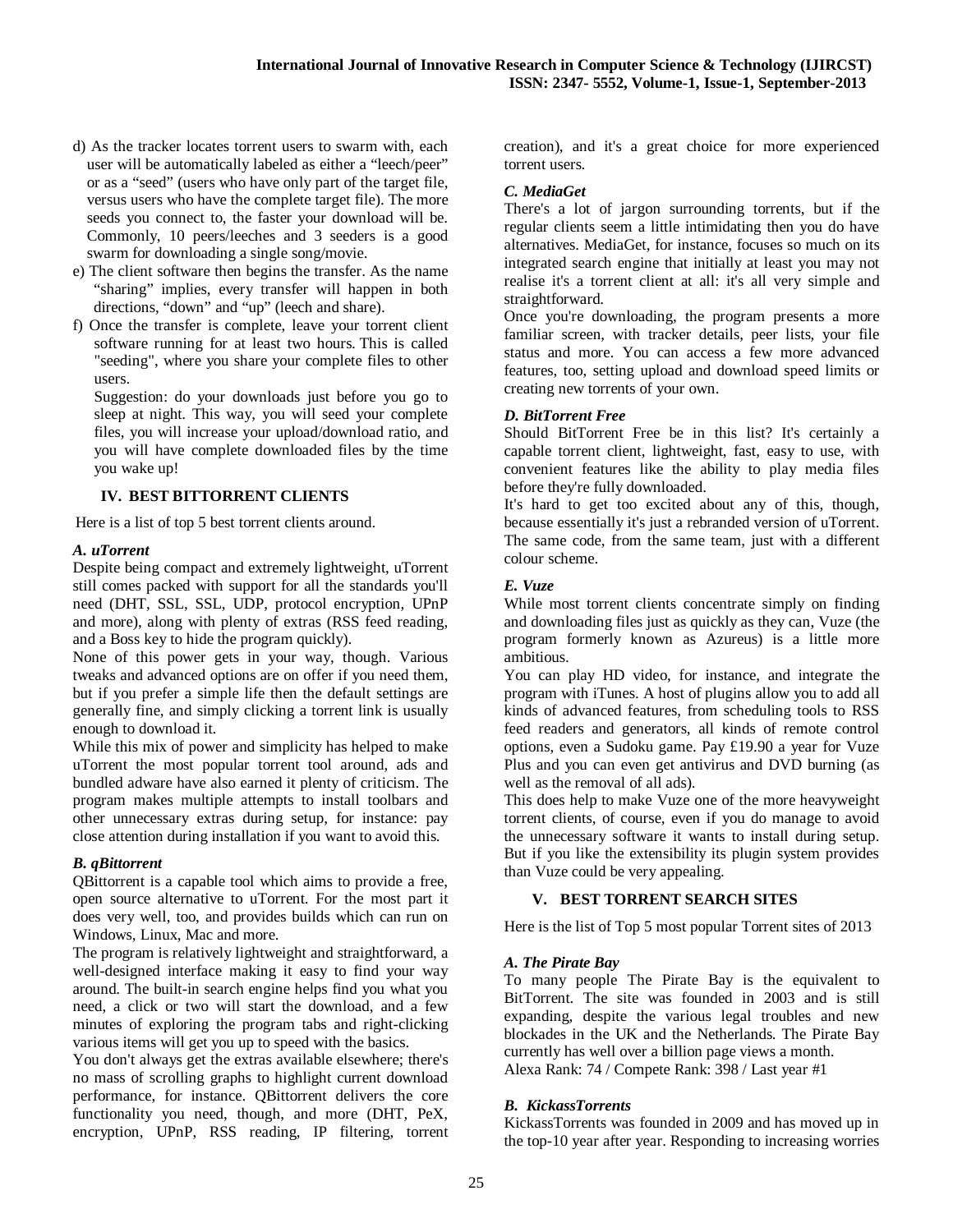d) As the tracker locates torrent users to swarm with, each user will be automatically labeled as either a "leech/peer" or as a "seed" (users who have only part of the target file, versus users who have the complete target file). The more seeds you connect to, the faster your download will be. Commonly, 10 peers/leeches and 3 seeders is a good swarm for downloading a single song/movie.

e) The client software then begins the transfer. As the name "sharing" implies, every transfer will happen in both directions, "down" and "up" (leech and share).

f) Once the transfer is complete, leave your torrent client software running for at least two hours. This is called "seeding", where you share your complete files to other users.

   Suggestion: do your downloads just before you go to sleep at night. This way, you will seed your complete files, you will increase your upload/download ratio, and you will have complete downloaded files by the time you wake up!

## IV. BEST BITTORRENT CLIENTS

Here is a list of top 5 best torrent clients around.

### *A. uTorrent*

Despite being compact and extremely lightweight, uTorrent still comes packed with support for all the standards you'll need (DHT, SSL, SSL, UDP, protocol encryption, UPnP and more), along with plenty of extras (RSS feed reading, and a Boss key to hide the program quickly).

None of this power gets in your way, though. Various tweaks and advanced options are on offer if you need them, but if you prefer a simple life then the default settings are generally fine, and simply clicking a torrent link is usually enough to download it.

While this mix of power and simplicity has helped to make uTorrent the most popular torrent tool around, ads and bundled adware have also earned it plenty of criticism. The program makes multiple attempts to install toolbars and other unnecessary extras during setup, for instance: pay close attention during installation if you want to avoid this.

### *B. qBittorrent*

QBittorrent is a capable tool which aims to provide a free, open source alternative to uTorrent. For the most part it does very well, too, and provides builds which can run on Windows, Linux, Mac and more.

The program is relatively lightweight and straightforward, a well-designed interface making it easy to find your way around. The built-in search engine helps find you what you need, a click or two will start the download, and a few minutes of exploring the program tabs and right-clicking various items will get you up to speed with the basics.

You don't always get the extras available elsewhere; there's no mass of scrolling graphs to highlight current download performance, for instance. QBittorrent delivers the core functionality you need, though, and more (DHT, PeX, encryption, UPnP, RSS reading, IP filtering, torrent creation), and it's a great choice for more experienced torrent users.

### *C. MediaGet*

There's a lot of jargon surrounding torrents, but if the regular clients seem a little intimidating then you do have alternatives. MediaGet, for instance, focuses so much on its integrated search engine that initially at least you may not realise it's a torrent client at all: it's all very simple and straightforward.

Once you're downloading, the program presents a more familiar screen, with tracker details, peer lists, your file status and more. You can access a few more advanced features, too, setting upload and download speed limits or creating new torrents of your own.

### *D. BitTorrent Free*

Should BitTorrent Free be in this list? It's certainly a capable torrent client, lightweight, fast, easy to use, with convenient features like the ability to play media files before they're fully downloaded.

It's hard to get too excited about any of this, though, because essentially it's just a rebranded version of uTorrent. The same code, from the same team, just with a different colour scheme.

### *E. Vuze*

While most torrent clients concentrate simply on finding and downloading files just as quickly as they can, Vuze (the program formerly known as Azureus) is a little more ambitious.

You can play HD video, for instance, and integrate the program with iTunes. A host of plugins allow you to add all kinds of advanced features, from scheduling tools to RSS feed readers and generators, all kinds of remote control options, even a Sudoku game. Pay £19.90 a year for Vuze Plus and you can even get antivirus and DVD burning (as well as the removal of all ads).

This does help to make Vuze one of the more heavyweight torrent clients, of course, even if you do manage to avoid the unnecessary software it wants to install during setup. But if you like the extensibility its plugin system provides than Vuze could be very appealing.

## V. BEST TORRENT SEARCH SITES

Here is the list of Top 5 most popular Torrent sites of 2013

### *A. The Pirate Bay*

To many people The Pirate Bay is the equivalent to BitTorrent. The site was founded in 2003 and is still expanding, despite the various legal troubles and new blockades in the UK and the Netherlands. The Pirate Bay currently has well over a billion page views a month.
Alexa Rank: 74 / Compete Rank: 398 / Last year #1

### *B. KickassTorrents*

KickassTorrents was founded in 2009 and has moved up in the top-10 year after year. Responding to increasing worries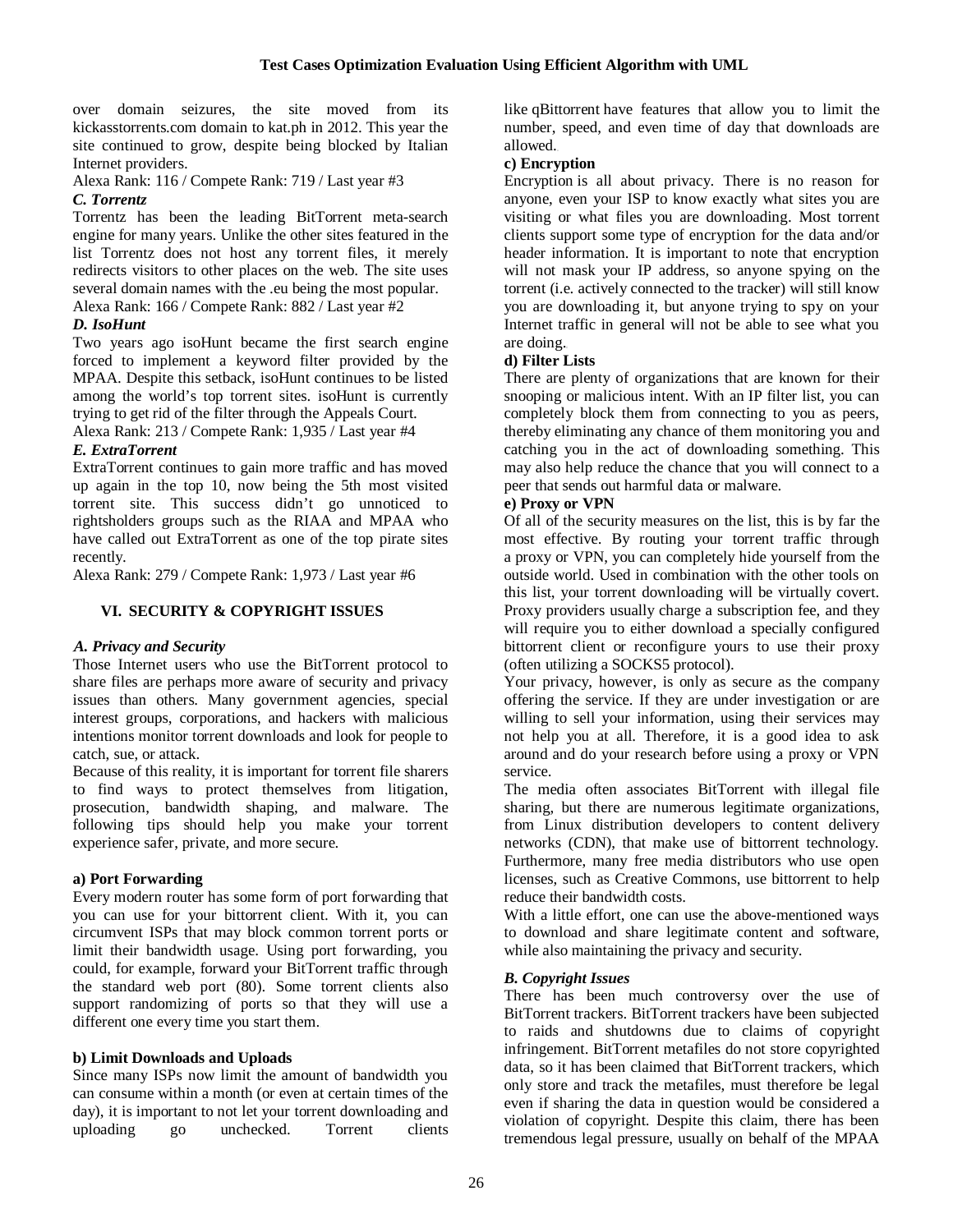over domain seizures, the site moved from its kickasstorrents.com domain to kat.ph in 2012. This year the site continued to grow, despite being blocked by Italian Internet providers.

Alexa Rank: 116 / Compete Rank: 719 / Last year #3

### *C. Torrentz*

Torrentz has been the leading BitTorrent meta-search engine for many years. Unlike the other sites featured in the list Torrentz does not host any torrent files, it merely redirects visitors to other places on the web. The site uses several domain names with the .eu being the most popular.

Alexa Rank: 166 / Compete Rank: 882 / Last year #2

### *D. IsoHunt*

Two years ago isoHunt became the first search engine forced to implement a keyword filter provided by the MPAA. Despite this setback, isoHunt continues to be listed among the world's top torrent sites. isoHunt is currently trying to get rid of the filter through the Appeals Court.

Alexa Rank: 213 / Compete Rank: 1,935 / Last year #4

### *E. ExtraTorrent*

ExtraTorrent continues to gain more traffic and has moved up again in the top 10, now being the 5th most visited torrent site. This success didn't go unnoticed to rightsholders groups such as the RIAA and MPAA who have called out ExtraTorrent as one of the top pirate sites recently.

Alexa Rank: 279 / Compete Rank: 1,973 / Last year #6

## VI. SECURITY & COPYRIGHT ISSUES

### *A. Privacy and Security*

Those Internet users who use the BitTorrent protocol to share files are perhaps more aware of security and privacy issues than others. Many government agencies, special interest groups, corporations, and hackers with malicious intentions monitor torrent downloads and look for people to catch, sue, or attack.

Because of this reality, it is important for torrent file sharers to find ways to protect themselves from litigation, prosecution, bandwidth shaping, and malware. The following tips should help you make your torrent experience safer, private, and more secure.

**a) Port Forwarding**

Every modern router has some form of port forwarding that you can use for your bittorrent client. With it, you can circumvent ISPs that may block common torrent ports or limit their bandwidth usage. Using port forwarding, you could, for example, forward your BitTorrent traffic through the standard web port (80). Some torrent clients also support randomizing of ports so that they will use a different one every time you start them.

**b) Limit Downloads and Uploads**

Since many ISPs now limit the amount of bandwidth you can consume within a month (or even at certain times of the day), it is important to not let your torrent downloading and uploading go unchecked. Torrent clients like qBittorrent have features that allow you to limit the number, speed, and even time of day that downloads are allowed.

**c) Encryption**

Encryption is all about privacy. There is no reason for anyone, even your ISP to know exactly what sites you are visiting or what files you are downloading. Most torrent clients support some type of encryption for the data and/or header information. It is important to note that encryption will not mask your IP address, so anyone spying on the torrent (i.e. actively connected to the tracker) will still know you are downloading it, but anyone trying to spy on your Internet traffic in general will not be able to see what you are doing.

**d) Filter Lists**

There are plenty of organizations that are known for their snooping or malicious intent. With an IP filter list, you can completely block them from connecting to you as peers, thereby eliminating any chance of them monitoring you and catching you in the act of downloading something. This may also help reduce the chance that you will connect to a peer that sends out harmful data or malware.

**e) Proxy or VPN**

Of all of the security measures on the list, this is by far the most effective. By routing your torrent traffic through a proxy or VPN, you can completely hide yourself from the outside world. Used in combination with the other tools on this list, your torrent downloading will be virtually covert. Proxy providers usually charge a subscription fee, and they will require you to either download a specially configured bittorrent client or reconfigure yours to use their proxy (often utilizing a SOCKS5 protocol).

Your privacy, however, is only as secure as the company offering the service. If they are under investigation or are willing to sell your information, using their services may not help you at all. Therefore, it is a good idea to ask around and do your research before using a proxy or VPN service.

The media often associates BitTorrent with illegal file sharing, but there are numerous legitimate organizations, from Linux distribution developers to content delivery networks (CDN), that make use of bittorrent technology. Furthermore, many free media distributors who use open licenses, such as Creative Commons, use bittorrent to help reduce their bandwidth costs.

With a little effort, one can use the above-mentioned ways to download and share legitimate content and software, while also maintaining the privacy and security.

### *B. Copyright Issues*

There has been much controversy over the use of BitTorrent trackers. BitTorrent trackers have been subjected to raids and shutdowns due to claims of copyright infringement. BitTorrent metafiles do not store copyrighted data, so it has been claimed that BitTorrent trackers, which only store and track the metafiles, must therefore be legal even if sharing the data in question would be considered a violation of copyright. Despite this claim, there has been tremendous legal pressure, usually on behalf of the MPAA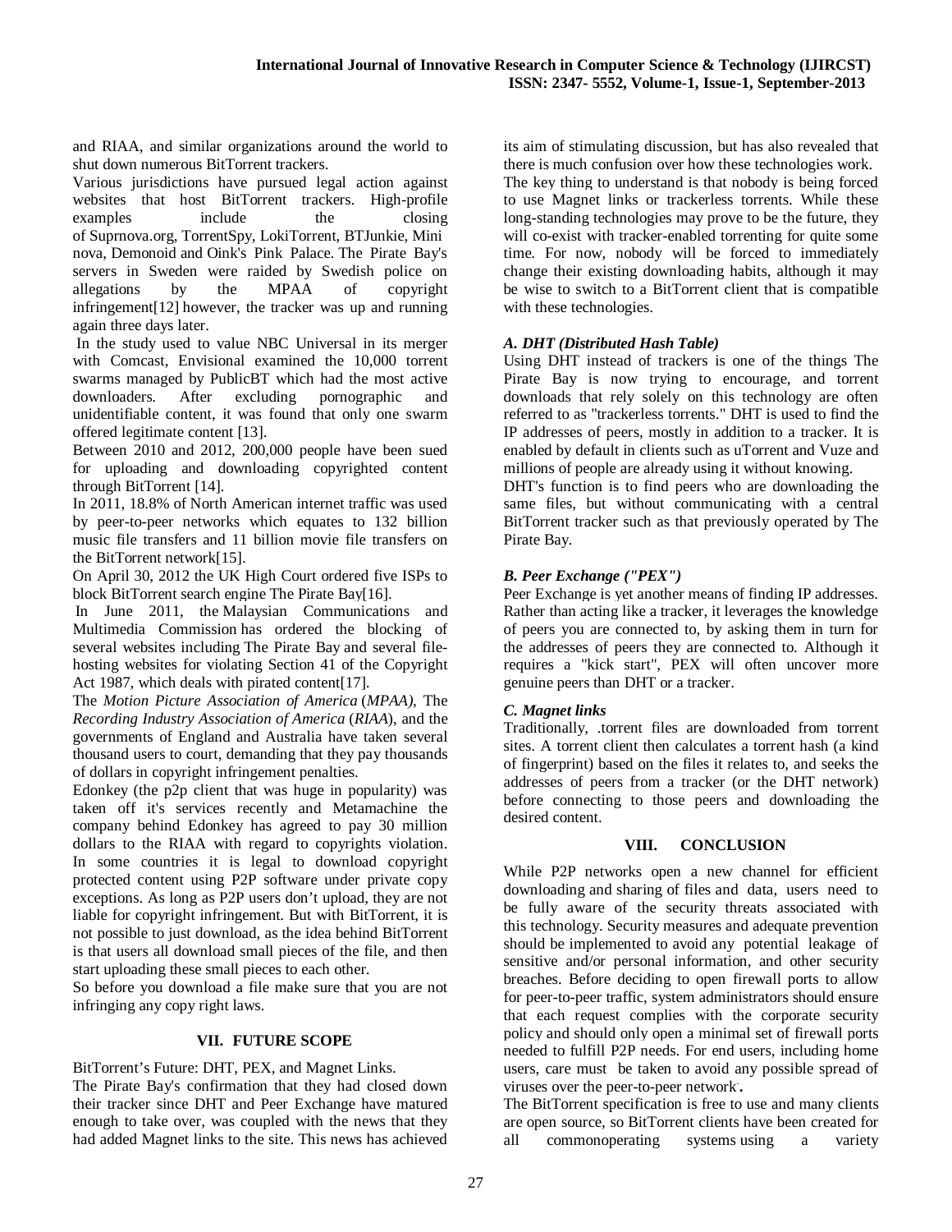and RIAA, and similar organizations around the world to shut down numerous BitTorrent trackers.

Various jurisdictions have pursued legal action against websites that host BitTorrent trackers. High-profile examples include the closing of Suprnova.org, TorrentSpy, LokiTorrent, BTJunkie, Mininova, Demonoid and Oink's Pink Palace. The Pirate Bay's servers in Sweden were raided by Swedish police on allegations by the MPAA of copyright infringement[12] however, the tracker was up and running again three days later.

In the study used to value NBC Universal in its merger with Comcast, Envisional examined the 10,000 torrent swarms managed by PublicBT which had the most active downloaders. After excluding pornographic and unidentifiable content, it was found that only one swarm offered legitimate content [13].

Between 2010 and 2012, 200,000 people have been sued for uploading and downloading copyrighted content through BitTorrent [14].

In 2011, 18.8% of North American internet traffic was used by peer-to-peer networks which equates to 132 billion music file transfers and 11 billion movie file transfers on the BitTorrent network[15].

On April 30, 2012 the UK High Court ordered five ISPs to block BitTorrent search engine The Pirate Bay[16].

In June 2011, the Malaysian Communications and Multimedia Commission has ordered the blocking of several websites including The Pirate Bay and several file-hosting websites for violating Section 41 of the Copyright Act 1987, which deals with pirated content[17].

The *Motion Picture Association of America* (*MPAA*), The *Recording Industry Association of America* (*RIAA*), and the governments of England and Australia have taken several thousand users to court, demanding that they pay thousands of dollars in copyright infringement penalties.

Edonkey (the p2p client that was huge in popularity) was taken off it's services recently and Metamachine the company behind Edonkey has agreed to pay 30 million dollars to the RIAA with regard to copyrights violation. In some countries it is legal to download copyright protected content using P2P software under private copy exceptions. As long as P2P users don't upload, they are not liable for copyright infringement. But with BitTorrent, it is not possible to just download, as the idea behind BitTorrent is that users all download small pieces of the file, and then start uploading these small pieces to each other.

So before you download a file make sure that you are not infringing any copy right laws.

## VII. FUTURE SCOPE

BitTorrent's Future: DHT, PEX, and Magnet Links.

The Pirate Bay's confirmation that they had closed down their tracker since DHT and Peer Exchange have matured enough to take over, was coupled with the news that they had added Magnet links to the site. This news has achieved its aim of stimulating discussion, but has also revealed that there is much confusion over how these technologies work.

The key thing to understand is that nobody is being forced to use Magnet links or trackerless torrents. While these long-standing technologies may prove to be the future, they will co-exist with tracker-enabled torrenting for quite some time. For now, nobody will be forced to immediately change their existing downloading habits, although it may be wise to switch to a BitTorrent client that is compatible with these technologies.

### *A. DHT (Distributed Hash Table)*

Using DHT instead of trackers is one of the things The Pirate Bay is now trying to encourage, and torrent downloads that rely solely on this technology are often referred to as "trackerless torrents." DHT is used to find the IP addresses of peers, mostly in addition to a tracker. It is enabled by default in clients such as uTorrent and Vuze and millions of people are already using it without knowing.

DHT's function is to find peers who are downloading the same files, but without communicating with a central BitTorrent tracker such as that previously operated by The Pirate Bay.

### *B. Peer Exchange ("PEX")*

Peer Exchange is yet another means of finding IP addresses. Rather than acting like a tracker, it leverages the knowledge of peers you are connected to, by asking them in turn for the addresses of peers they are connected to. Although it requires a "kick start", PEX will often uncover more genuine peers than DHT or a tracker.

### *C. Magnet links*

Traditionally, .torrent files are downloaded from torrent sites. A torrent client then calculates a torrent hash (a kind of fingerprint) based on the files it relates to, and seeks the addresses of peers from a tracker (or the DHT network) before connecting to those peers and downloading the desired content.

## VIII. CONCLUSION

While P2P networks open a new channel for efficient downloading and sharing of files and data, users need to be fully aware of the security threats associated with this technology. Security measures and adequate prevention should be implemented to avoid any potential leakage of sensitive and/or personal information, and other security breaches. Before deciding to open firewall ports to allow for peer-to-peer traffic, system administrators should ensure that each request complies with the corporate security policy and should only open a minimal set of firewall ports needed to fulfill P2P needs. For end users, including home users, care must be taken to avoid any possible spread of viruses over the peer-to-peer network.

The BitTorrent specification is free to use and many clients are open source, so BitTorrent clients have been created for all commonoperating systems using a variety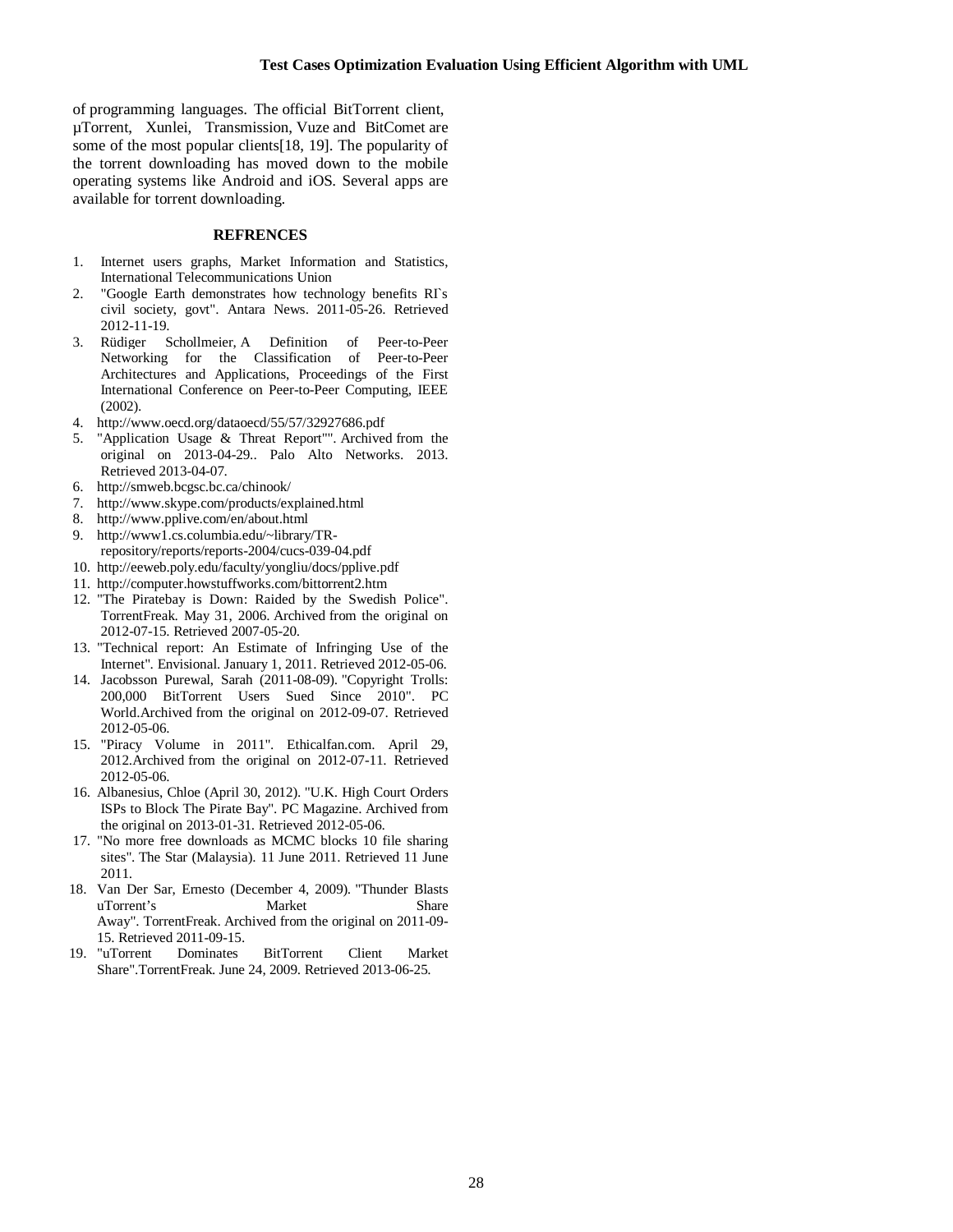of programming languages. The official BitTorrent client, µTorrent, Xunlei, Transmission, Vuze and BitComet are some of the most popular clients[18, 19]. The popularity of the torrent downloading has moved down to the mobile operating systems like Android and iOS. Several apps are available for torrent downloading.

## REFRENCES

1. Internet users graphs, Market Information and Statistics, International Telecommunications Union
2. "Google Earth demonstrates how technology benefits RI`s civil society, govt". Antara News. 2011-05-26. Retrieved 2012-11-19.
3. Rüdiger Schollmeier, A Definition of Peer-to-Peer Networking for the Classification of Peer-to-Peer Architectures and Applications, Proceedings of the First International Conference on Peer-to-Peer Computing, IEEE (2002).
4. http://www.oecd.org/dataoecd/55/57/32927686.pdf
5. "Application Usage & Threat Report"". Archived from the original on 2013-04-29.. Palo Alto Networks. 2013. Retrieved 2013-04-07.
6. http://smweb.bcgsc.bc.ca/chinook/
7. http://www.skype.com/products/explained.html
8. http://www.pplive.com/en/about.html
9. http://www1.cs.columbia.edu/~library/TR-repository/reports/reports-2004/cucs-039-04.pdf
10. http://eeweb.poly.edu/faculty/yongliu/docs/pplive.pdf
11. http://computer.howstuffworks.com/bittorrent2.htm
12. "The Piratebay is Down: Raided by the Swedish Police". TorrentFreak. May 31, 2006. Archived from the original on 2012-07-15. Retrieved 2007-05-20.
13. "Technical report: An Estimate of Infringing Use of the Internet". Envisional. January 1, 2011. Retrieved 2012-05-06.
14. Jacobsson Purewal, Sarah (2011-08-09). "Copyright Trolls: 200,000 BitTorrent Users Sued Since 2010". PC World.Archived from the original on 2012-09-07. Retrieved 2012-05-06.
15. "Piracy Volume in 2011". Ethicalfan.com. April 29, 2012.Archived from the original on 2012-07-11. Retrieved 2012-05-06.
16. Albanesius, Chloe (April 30, 2012). "U.K. High Court Orders ISPs to Block The Pirate Bay". PC Magazine. Archived from the original on 2013-01-31. Retrieved 2012-05-06.
17. "No more free downloads as MCMC blocks 10 file sharing sites". The Star (Malaysia). 11 June 2011. Retrieved 11 June 2011.
18. Van Der Sar, Ernesto (December 4, 2009). "Thunder Blasts uTorrent's Market Share Away". TorrentFreak. Archived from the original on 2011-09-15. Retrieved 2011-09-15.
19. "uTorrent Dominates BitTorrent Client Market Share".TorrentFreak. June 24, 2009. Retrieved 2013-06-25.